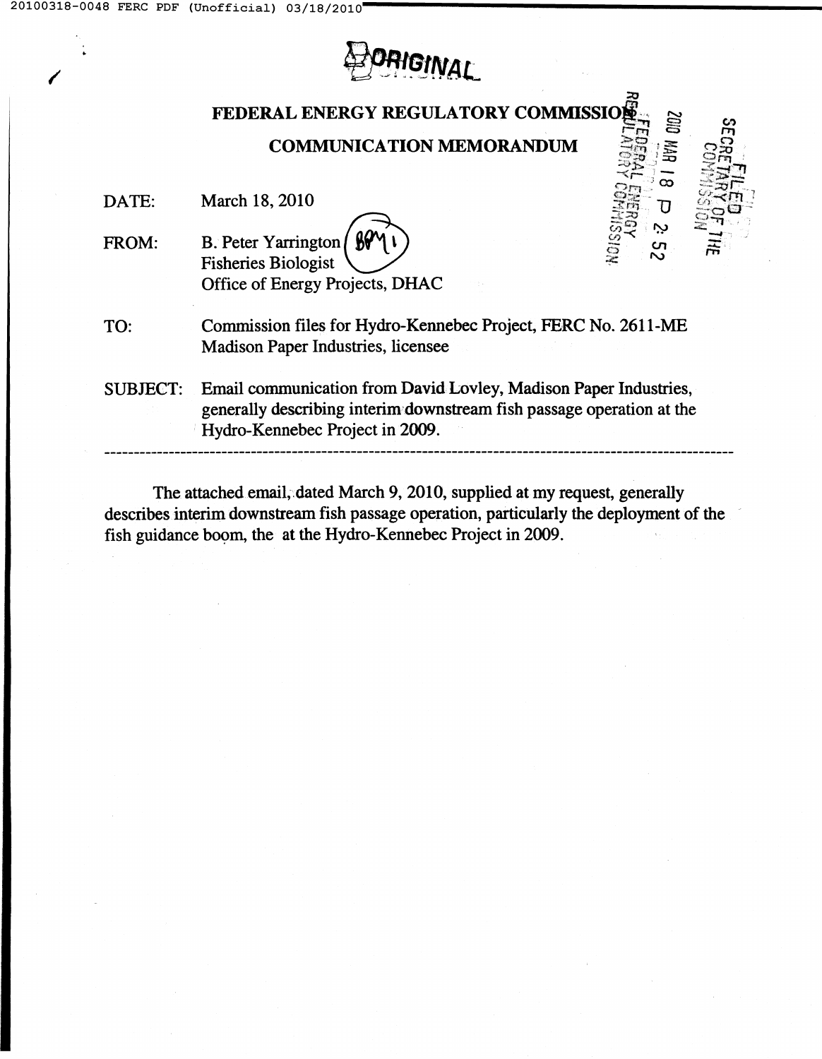ORIGINAL

# FEDERAL ENERGY REGULATORY COMMISSION

## COMMUNICATION MEMORANDUM

FILED
SECRETARY OF THE COMMISSION
2010 MAR 18 P 2:52
FEDERAL ENERGY REGULATORY COMMISSION

DATE: March 18, 2010

FROM: B. Peter Yarrington
Fisheries Biologist
Office of Energy Projects, DHAC

TO: Commission files for Hydro-Kennebec Project, FERC No. 2611-ME
Madison Paper Industries, licensee

SUBJECT: Email communication from David Lovley, Madison Paper Industries, generally describing interim downstream fish passage operation at the Hydro-Kennebec Project in 2009.

---

The attached email, dated March 9, 2010, supplied at my request, generally describes interim downstream fish passage operation, particularly the deployment of the fish guidance boom, the at the Hydro-Kennebec Project in 2009.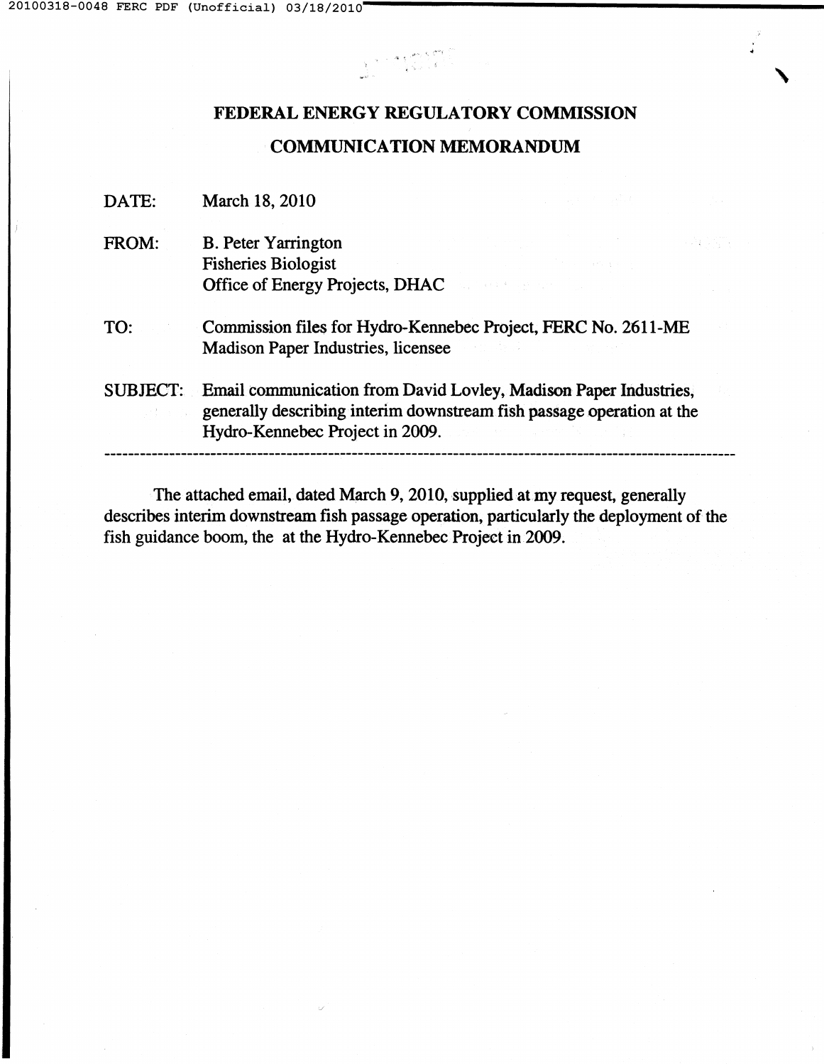# FEDERAL ENERGY REGULATORY COMMISSION

## COMMUNICATION MEMORANDUM

DATE: March 18, 2010

FROM: B. Peter Yarrington
Fisheries Biologist
Office of Energy Projects, DHAC

TO: Commission files for Hydro-Kennebec Project, FERC No. 2611-ME
Madison Paper Industries, licensee

SUBJECT: Email communication from David Lovley, Madison Paper Industries, generally describing interim downstream fish passage operation at the Hydro-Kennebec Project in 2009.

---

The attached email, dated March 9, 2010, supplied at my request, generally describes interim downstream fish passage operation, particularly the deployment of the fish guidance boom, the at the Hydro-Kennebec Project in 2009.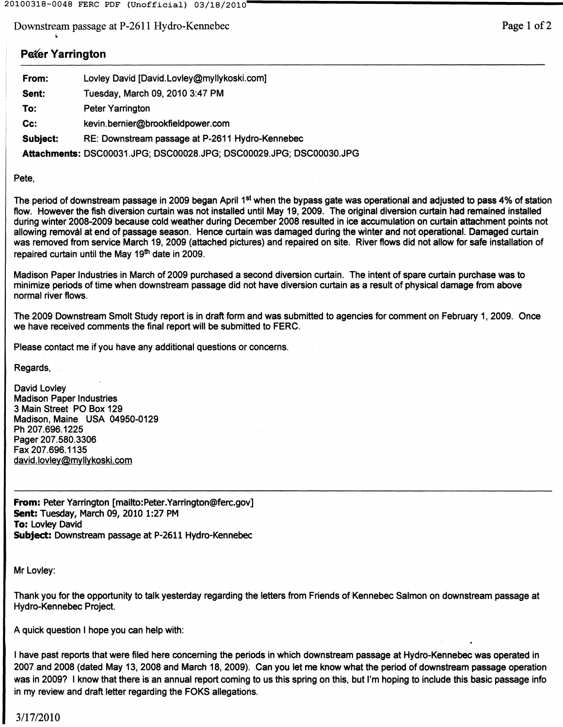Downstream passage at P-2611 Hydro-Kennebec

**Peter Yarrington**

| | |
|---|---|
| **From:** | Lovley David [David.Lovley@myllykoski.com] |
| **Sent:** | Tuesday, March 09, 2010 3:47 PM |
| **To:** | Peter Yarrington |
| **Cc:** | kevin.bernier@brookfieldpower.com |
| **Subject:** | RE: Downstream passage at P-2611 Hydro-Kennebec |
| **Attachments:** | DSC00031.JPG; DSC00028.JPG; DSC00029.JPG; DSC00030.JPG |

Pete,

The period of downstream passage in 2009 began April 1st when the bypass gate was operational and adjusted to pass 4% of station flow. However the fish diversion curtain was not installed until May 19, 2009. The original diversion curtain had remained installed during winter 2008-2009 because cold weather during December 2008 resulted in ice accumulation on curtain attachment points not allowing removal at end of passage season. Hence curtain was damaged during the winter and not operational. Damaged curtain was removed from service March 19, 2009 (attached pictures) and repaired on site. River flows did not allow for safe installation of repaired curtain until the May 19th date in 2009.

Madison Paper Industries in March of 2009 purchased a second diversion curtain. The intent of spare curtain purchase was to minimize periods of time when downstream passage did not have diversion curtain as a result of physical damage from above normal river flows.

The 2009 Downstream Smolt Study report is in draft form and was submitted to agencies for comment on February 1, 2009. Once we have received comments the final report will be submitted to FERC.

Please contact me if you have any additional questions or concerns.

Regards,

David Lovley
Madison Paper Industries
3 Main Street PO Box 129
Madison, Maine USA 04950-0129
Ph 207.696.1225
Pager 207.580.3306
Fax 207.696.1135
david.lovley@myllykoski.com

---

**From:** Peter Yarrington [mailto:Peter.Yarrington@ferc.gov]
**Sent:** Tuesday, March 09, 2010 1:27 PM
**To:** Lovley David
**Subject:** Downstream passage at P-2611 Hydro-Kennebec

Mr Lovley:

Thank you for the opportunity to talk yesterday regarding the letters from Friends of Kennebec Salmon on downstream passage at Hydro-Kennebec Project.

A quick question I hope you can help with:

I have past reports that were filed here concerning the periods in which downstream passage at Hydro-Kennebec was operated in 2007 and 2008 (dated May 13, 2008 and March 18, 2009). Can you let me know what the period of downstream passage operation was in 2009? I know that there is an annual report coming to us this spring on this, but I'm hoping to include this basic passage info in my review and draft letter regarding the FOKS allegations.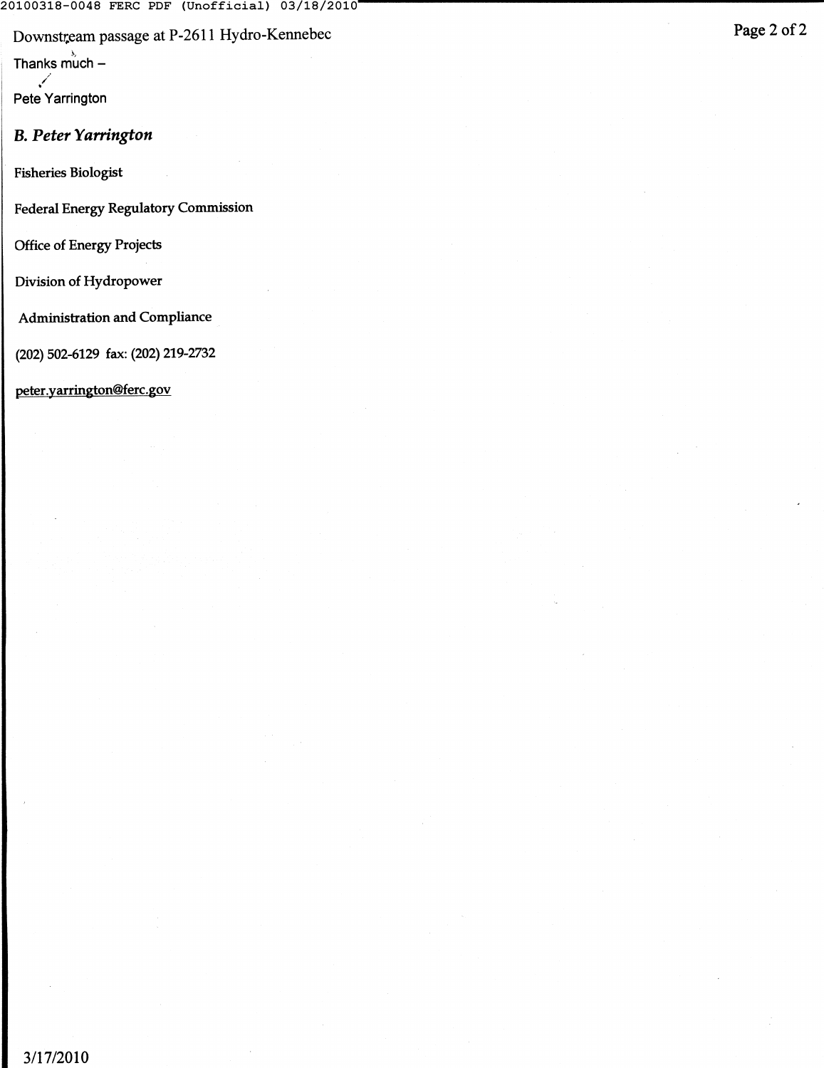Thanks much –

Pete Yarrington

***B. Peter Yarrington***

Fisheries Biologist

Federal Energy Regulatory Commission

Office of Energy Projects

Division of Hydropower

Administration and Compliance

(202) 502-6129 fax: (202) 219-2732

peter.yarrington@ferc.gov